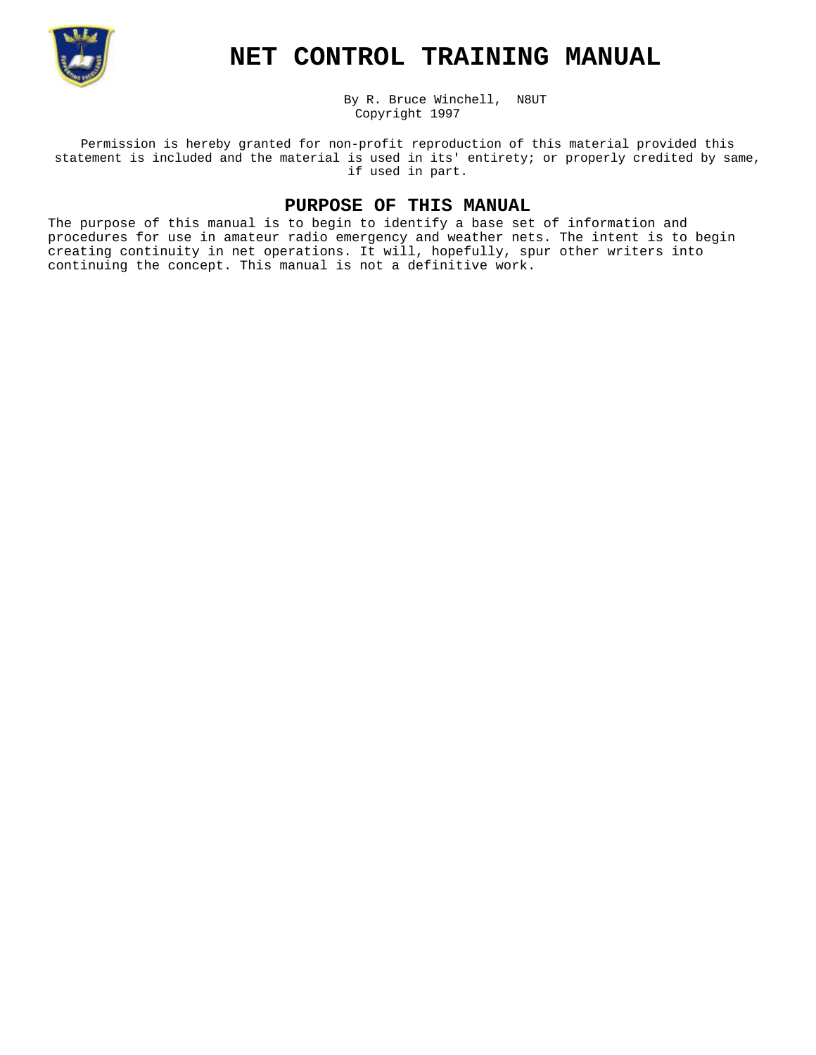# NET CONTROL TRAINING MANUAL

By R. Bruce Winchell, N8UT
Copyright 1997

Permission is hereby granted for non-profit reproduction of this material provided this statement is included and the material is used in its' entirety; or properly credited by same, if used in part.

## PURPOSE OF THIS MANUAL

The purpose of this manual is to begin to identify a base set of information and procedures for use in amateur radio emergency and weather nets. The intent is to begin creating continuity in net operations. It will, hopefully, spur other writers into continuing the concept. This manual is not a definitive work.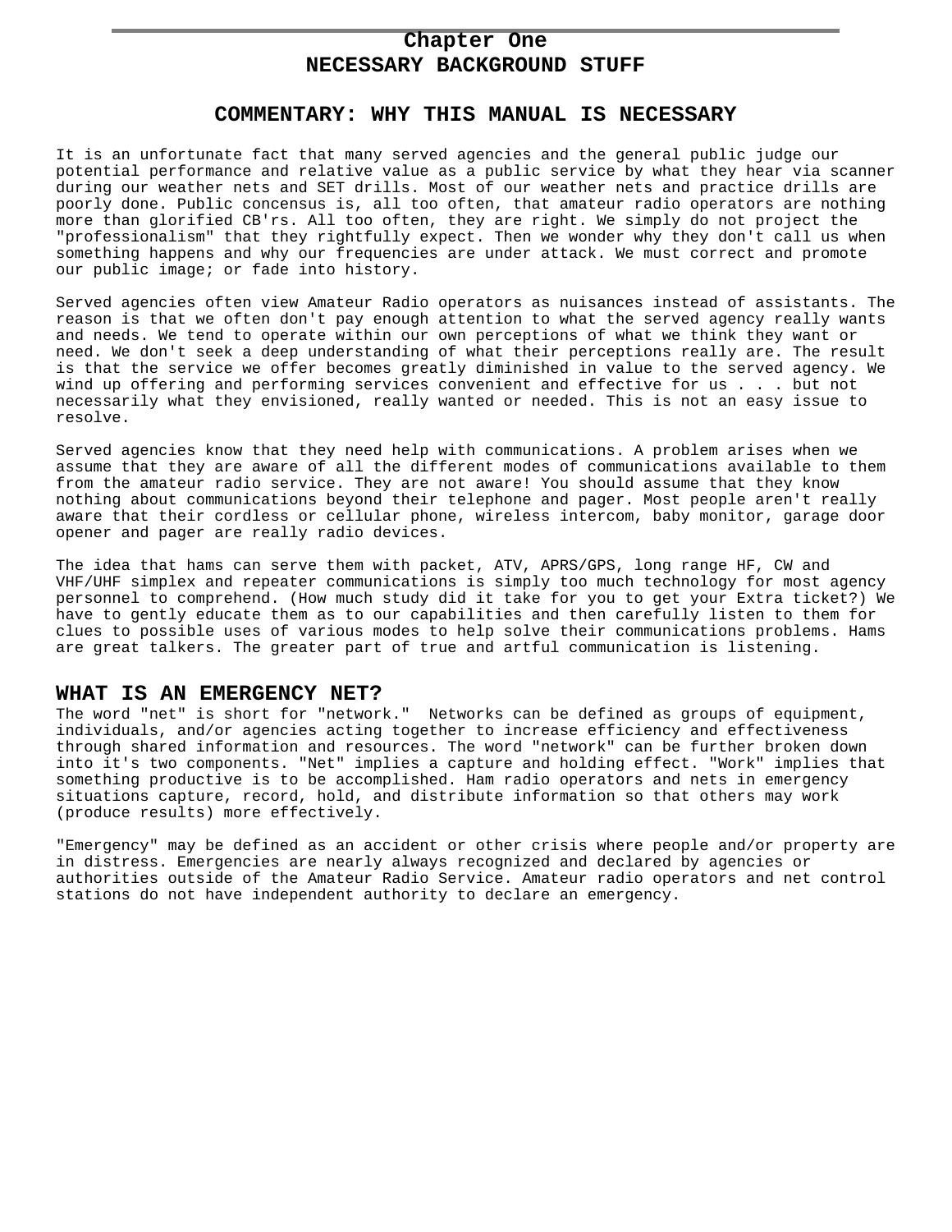# Chapter One
# NECESSARY BACKGROUND STUFF

## COMMENTARY: WHY THIS MANUAL IS NECESSARY

It is an unfortunate fact that many served agencies and the general public judge our potential performance and relative value as a public service by what they hear via scanner during our weather nets and SET drills. Most of our weather nets and practice drills are poorly done. Public concensus is, all too often, that amateur radio operators are nothing more than glorified CB'rs. All too often, they are right. We simply do not project the "professionalism" that they rightfully expect. Then we wonder why they don't call us when something happens and why our frequencies are under attack. We must correct and promote our public image; or fade into history.

Served agencies often view Amateur Radio operators as nuisances instead of assistants. The reason is that we often don't pay enough attention to what the served agency really wants and needs. We tend to operate within our own perceptions of what we think they want or need. We don't seek a deep understanding of what their perceptions really are. The result is that the service we offer becomes greatly diminished in value to the served agency. We wind up offering and performing services convenient and effective for us . . . but not necessarily what they envisioned, really wanted or needed. This is not an easy issue to resolve.

Served agencies know that they need help with communications. A problem arises when we assume that they are aware of all the different modes of communications available to them from the amateur radio service. They are not aware! You should assume that they know nothing about communications beyond their telephone and pager. Most people aren't really aware that their cordless or cellular phone, wireless intercom, baby monitor, garage door opener and pager are really radio devices.

The idea that hams can serve them with packet, ATV, APRS/GPS, long range HF, CW and VHF/UHF simplex and repeater communications is simply too much technology for most agency personnel to comprehend. (How much study did it take for you to get your Extra ticket?) We have to gently educate them as to our capabilities and then carefully listen to them for clues to possible uses of various modes to help solve their communications problems. Hams are great talkers. The greater part of true and artful communication is listening.

## WHAT IS AN EMERGENCY NET?

The word "net" is short for "network." Networks can be defined as groups of equipment, individuals, and/or agencies acting together to increase efficiency and effectiveness through shared information and resources. The word "network" can be further broken down into it's two components. "Net" implies a capture and holding effect. "Work" implies that something productive is to be accomplished. Ham radio operators and nets in emergency situations capture, record, hold, and distribute information so that others may work (produce results) more effectively.

"Emergency" may be defined as an accident or other crisis where people and/or property are in distress. Emergencies are nearly always recognized and declared by agencies or authorities outside of the Amateur Radio Service. Amateur radio operators and net control stations do not have independent authority to declare an emergency.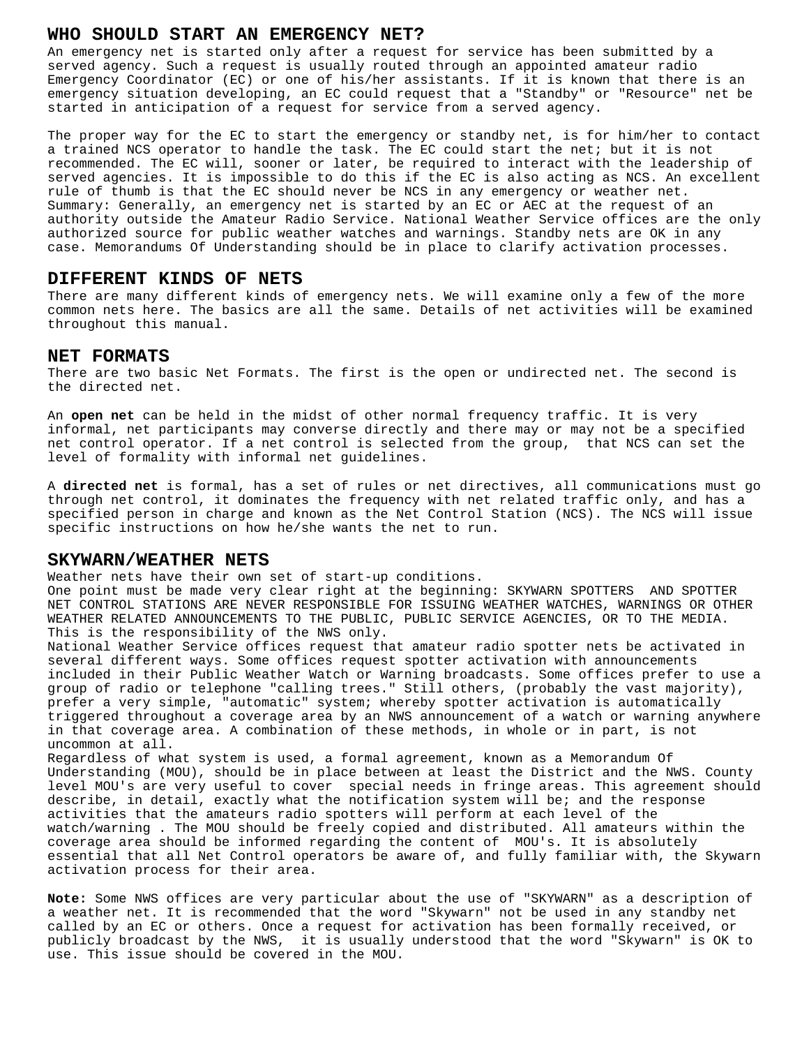## WHO SHOULD START AN EMERGENCY NET?

An emergency net is started only after a request for service has been submitted by a served agency. Such a request is usually routed through an appointed amateur radio Emergency Coordinator (EC) or one of his/her assistants. If it is known that there is an emergency situation developing, an EC could request that a "Standby" or "Resource" net be started in anticipation of a request for service from a served agency.

The proper way for the EC to start the emergency or standby net, is for him/her to contact a trained NCS operator to handle the task. The EC could start the net; but it is not recommended. The EC will, sooner or later, be required to interact with the leadership of served agencies. It is impossible to do this if the EC is also acting as NCS. An excellent rule of thumb is that the EC should never be NCS in any emergency or weather net. Summary: Generally, an emergency net is started by an EC or AEC at the request of an authority outside the Amateur Radio Service. National Weather Service offices are the only authorized source for public weather watches and warnings. Standby nets are OK in any case. Memorandums Of Understanding should be in place to clarify activation processes.

## DIFFERENT KINDS OF NETS

There are many different kinds of emergency nets. We will examine only a few of the more common nets here. The basics are all the same. Details of net activities will be examined throughout this manual.

## NET FORMATS

There are two basic Net Formats. The first is the open or undirected net. The second is the directed net.

An **open net** can be held in the midst of other normal frequency traffic. It is very informal, net participants may converse directly and there may or may not be a specified net control operator. If a net control is selected from the group, that NCS can set the level of formality with informal net guidelines.

A **directed net** is formal, has a set of rules or net directives, all communications must go through net control, it dominates the frequency with net related traffic only, and has a specified person in charge and known as the Net Control Station (NCS). The NCS will issue specific instructions on how he/she wants the net to run.

## SKYWARN/WEATHER NETS

Weather nets have their own set of start-up conditions.
One point must be made very clear right at the beginning: SKYWARN SPOTTERS AND SPOTTER NET CONTROL STATIONS ARE NEVER RESPONSIBLE FOR ISSUING WEATHER WATCHES, WARNINGS OR OTHER WEATHER RELATED ANNOUNCEMENTS TO THE PUBLIC, PUBLIC SERVICE AGENCIES, OR TO THE MEDIA. This is the responsibility of the NWS only.
National Weather Service offices request that amateur radio spotter nets be activated in several different ways. Some offices request spotter activation with announcements included in their Public Weather Watch or Warning broadcasts. Some offices prefer to use a group of radio or telephone "calling trees." Still others, (probably the vast majority), prefer a very simple, "automatic" system; whereby spotter activation is automatically triggered throughout a coverage area by an NWS announcement of a watch or warning anywhere in that coverage area. A combination of these methods, in whole or in part, is not uncommon at all.
Regardless of what system is used, a formal agreement, known as a Memorandum Of Understanding (MOU), should be in place between at least the District and the NWS. County level MOU's are very useful to cover special needs in fringe areas. This agreement should describe, in detail, exactly what the notification system will be; and the response activities that the amateurs radio spotters will perform at each level of the watch/warning . The MOU should be freely copied and distributed. All amateurs within the coverage area should be informed regarding the content of MOU's. It is absolutely essential that all Net Control operators be aware of, and fully familiar with, the Skywarn activation process for their area.

**Note:** Some NWS offices are very particular about the use of "SKYWARN" as a description of a weather net. It is recommended that the word "Skywarn" not be used in any standby net called by an EC or others. Once a request for activation has been formally received, or publicly broadcast by the NWS, it is usually understood that the word "Skywarn" is OK to use. This issue should be covered in the MOU.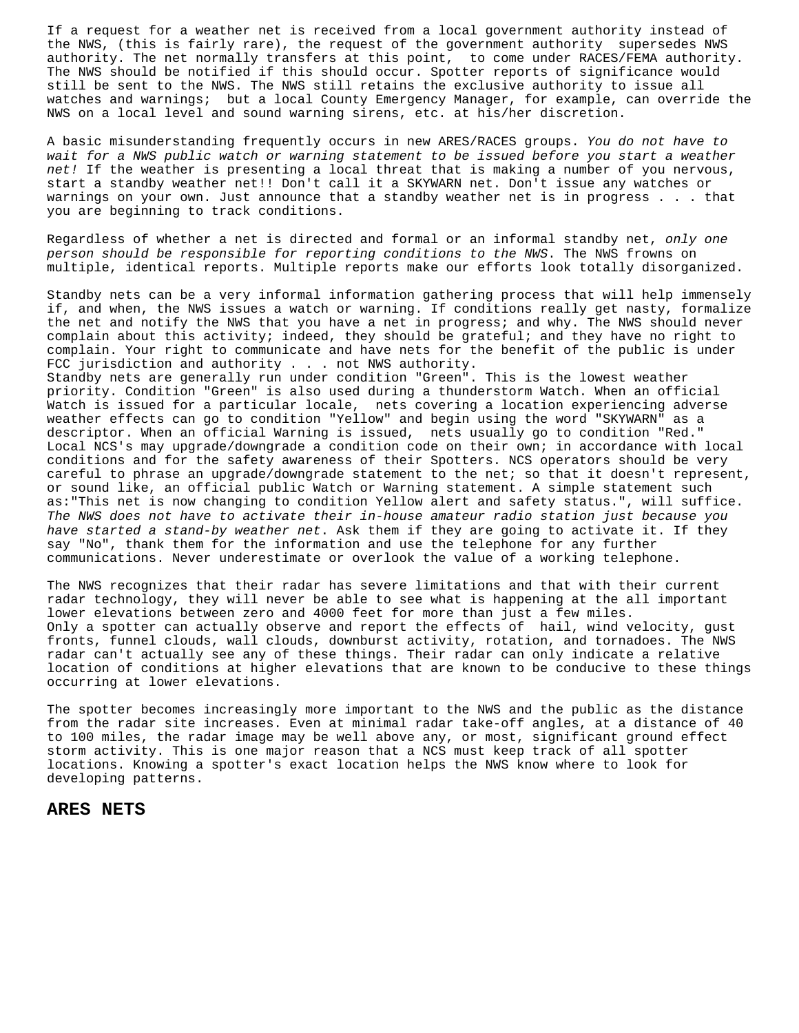If a request for a weather net is received from a local government authority instead of the NWS, (this is fairly rare), the request of the government authority supersedes NWS authority. The net normally transfers at this point, to come under RACES/FEMA authority. The NWS should be notified if this should occur. Spotter reports of significance would still be sent to the NWS. The NWS still retains the exclusive authority to issue all watches and warnings; but a local County Emergency Manager, for example, can override the NWS on a local level and sound warning sirens, etc. at his/her discretion.

A basic misunderstanding frequently occurs in new ARES/RACES groups. *You do not have to wait for a NWS public watch or warning statement to be issued before you start a weather net!* If the weather is presenting a local threat that is making a number of you nervous, start a standby weather net!! Don't call it a SKYWARN net. Don't issue any watches or warnings on your own. Just announce that a standby weather net is in progress . . . that you are beginning to track conditions.

Regardless of whether a net is directed and formal or an informal standby net, *only one person should be responsible for reporting conditions to the NWS*. The NWS frowns on multiple, identical reports. Multiple reports make our efforts look totally disorganized.

Standby nets can be a very informal information gathering process that will help immensely if, and when, the NWS issues a watch or warning. If conditions really get nasty, formalize the net and notify the NWS that you have a net in progress; and why. The NWS should never complain about this activity; indeed, they should be grateful; and they have no right to complain. Your right to communicate and have nets for the benefit of the public is under FCC jurisdiction and authority . . . not NWS authority.
Standby nets are generally run under condition "Green". This is the lowest weather priority. Condition "Green" is also used during a thunderstorm Watch. When an official Watch is issued for a particular locale, nets covering a location experiencing adverse weather effects can go to condition "Yellow" and begin using the word "SKYWARN" as a descriptor. When an official Warning is issued, nets usually go to condition "Red." Local NCS's may upgrade/downgrade a condition code on their own; in accordance with local conditions and for the safety awareness of their Spotters. NCS operators should be very careful to phrase an upgrade/downgrade statement to the net; so that it doesn't represent, or sound like, an official public Watch or Warning statement. A simple statement such as:"This net is now changing to condition Yellow alert and safety status.", will suffice. *The NWS does not have to activate their in-house amateur radio station just because you have started a stand-by weather net*. Ask them if they are going to activate it. If they say "No", thank them for the information and use the telephone for any further communications. Never underestimate or overlook the value of a working telephone.

The NWS recognizes that their radar has severe limitations and that with their current radar technology, they will never be able to see what is happening at the all important lower elevations between zero and 4000 feet for more than just a few miles.
Only a spotter can actually observe and report the effects of hail, wind velocity, gust fronts, funnel clouds, wall clouds, downburst activity, rotation, and tornadoes. The NWS radar can't actually see any of these things. Their radar can only indicate a relative location of conditions at higher elevations that are known to be conducive to these things occurring at lower elevations.

The spotter becomes increasingly more important to the NWS and the public as the distance from the radar site increases. Even at minimal radar take-off angles, at a distance of 40 to 100 miles, the radar image may be well above any, or most, significant ground effect storm activity. This is one major reason that a NCS must keep track of all spotter locations. Knowing a spotter's exact location helps the NWS know where to look for developing patterns.

## ARES NETS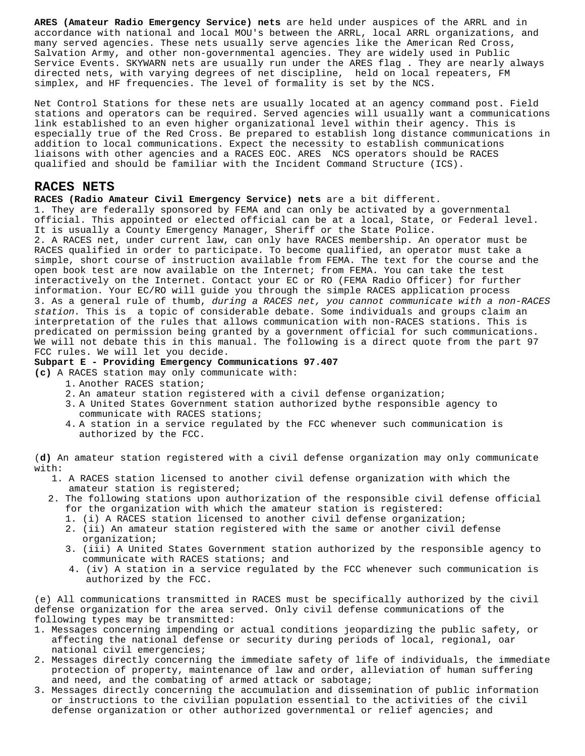**ARES (Amateur Radio Emergency Service) nets** are held under auspices of the ARRL and in accordance with national and local MOU's between the ARRL, local ARRL organizations, and many served agencies. These nets usually serve agencies like the American Red Cross, Salvation Army, and other non-governmental agencies. They are widely used in Public Service Events. SKYWARN nets are usually run under the ARES flag . They are nearly always directed nets, with varying degrees of net discipline, held on local repeaters, FM simplex, and HF frequencies. The level of formality is set by the NCS.

Net Control Stations for these nets are usually located at an agency command post. Field stations and operators can be required. Served agencies will usually want a communications link established to an even higher organizational level within their agency. This is especially true of the Red Cross. Be prepared to establish long distance communications in addition to local communications. Expect the necessity to establish communications liaisons with other agencies and a RACES EOC. ARES NCS operators should be RACES qualified and should be familiar with the Incident Command Structure (ICS).

## RACES NETS

**RACES (Radio Amateur Civil Emergency Service) nets** are a bit different.

1. They are federally sponsored by FEMA and can only be activated by a governmental official. This appointed or elected official can be at a local, State, or Federal level. It is usually a County Emergency Manager, Sheriff or the State Police.
2. A RACES net, under current law, can only have RACES membership. An operator must be RACES qualified in order to participate. To become qualified, an operator must take a simple, short course of instruction available from FEMA. The text for the course and the open book test are now available on the Internet; from FEMA. You can take the test interactively on the Internet. Contact your EC or RO (FEMA Radio Officer) for further information. Your EC/RO will guide you through the simple RACES application process
3. As a general rule of thumb, *during a RACES net, you cannot communicate with a non-RACES station.* This is a topic of considerable debate. Some individuals and groups claim an interpretation of the rules that allows communication with non-RACES stations. This is predicated on permission being granted by a government official for such communications. We will not debate this in this manual. The following is a direct quote from the part 97 FCC rules. We will let you decide.

**Subpart E - Providing Emergency Communications 97.407**

**(c)** A RACES station may only communicate with:

1. Another RACES station;
2. An amateur station registered with a civil defense organization;
3. A United States Government station authorized bythe responsible agency to communicate with RACES stations;
4. A station in a service regulated by the FCC whenever such communication is authorized by the FCC.

(**d)** An amateur station registered with a civil defense organization may only communicate with:

1. A RACES station licensed to another civil defense organization with which the amateur station is registered;
2. The following stations upon authorization of the responsible civil defense official for the organization with which the amateur station is registered:
   1. (i) A RACES station licensed to another civil defense organization;
   2. (ii) An amateur station registered with the same or another civil defense organization;
   3. (iii) A United States Government station authorized by the responsible agency to communicate with RACES stations; and
   4. (iv) A station in a service regulated by the FCC whenever such communication is authorized by the FCC.

(e) All communications transmitted in RACES must be specifically authorized by the civil defense organization for the area served. Only civil defense communications of the following types may be transmitted:

1. Messages concerning impending or actual conditions jeopardizing the public safety, or affecting the national defense or security during periods of local, regional, oar national civil emergencies;
2. Messages directly concerning the immediate safety of life of individuals, the immediate protection of property, maintenance of law and order, alleviation of human suffering and need, and the combating of armed attack or sabotage;
3. Messages directly concerning the accumulation and dissemination of public information or instructions to the civilian population essential to the activities of the civil defense organization or other authorized governmental or relief agencies; and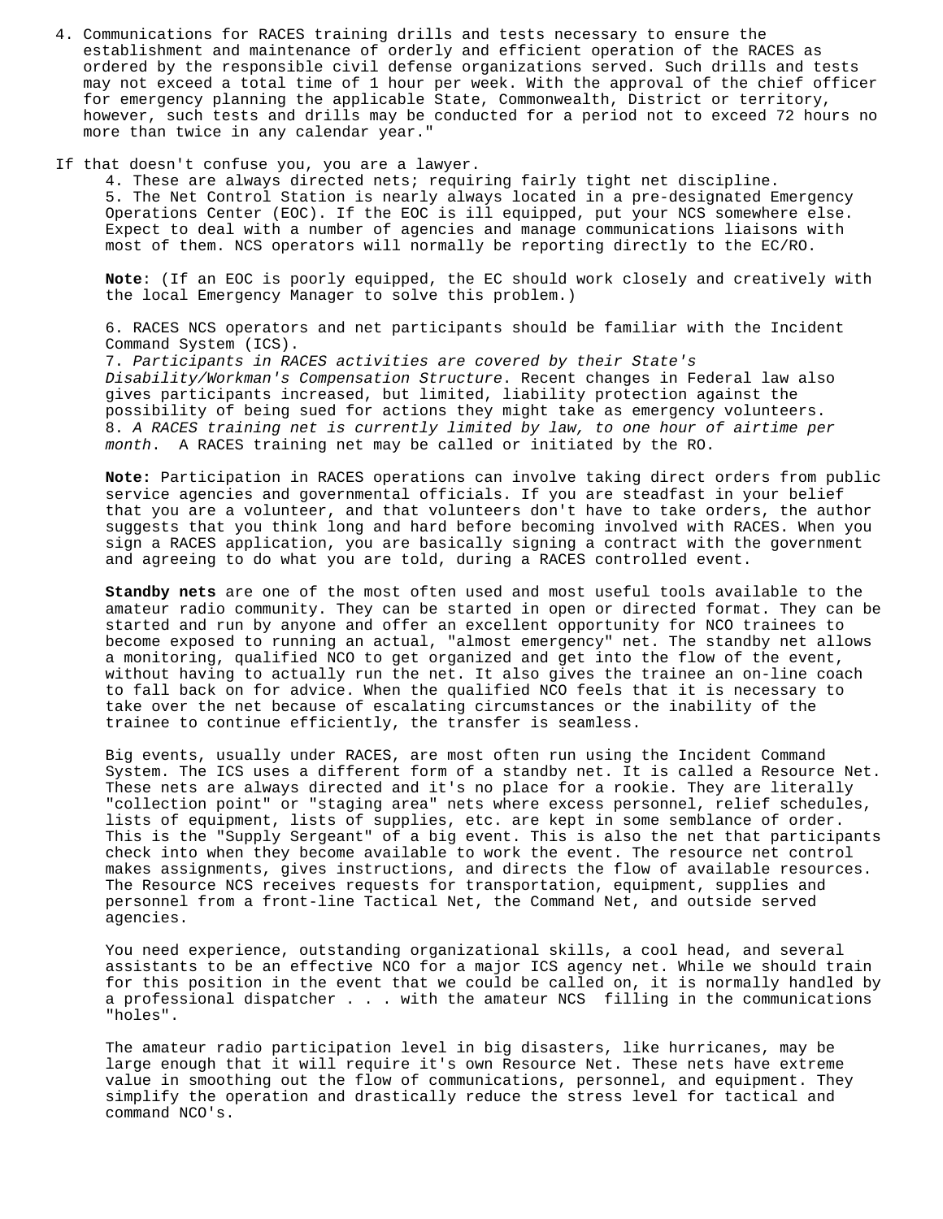4. Communications for RACES training drills and tests necessary to ensure the establishment and maintenance of orderly and efficient operation of the RACES as ordered by the responsible civil defense organizations served. Such drills and tests may not exceed a total time of 1 hour per week. With the approval of the chief officer for emergency planning the applicable State, Commonwealth, District or territory, however, such tests and drills may be conducted for a period not to exceed 72 hours no more than twice in any calendar year."

If that doesn't confuse you, you are a lawyer.

4. These are always directed nets; requiring fairly tight net discipline.
5. The Net Control Station is nearly always located in a pre-designated Emergency Operations Center (EOC). If the EOC is ill equipped, put your NCS somewhere else. Expect to deal with a number of agencies and manage communications liaisons with most of them. NCS operators will normally be reporting directly to the EC/RO.

**Note**: (If an EOC is poorly equipped, the EC should work closely and creatively with the local Emergency Manager to solve this problem.)

6. RACES NCS operators and net participants should be familiar with the Incident Command System (ICS).
7. *Participants in RACES activities are covered by their State's Disability/Workman's Compensation Structure*. Recent changes in Federal law also gives participants increased, but limited, liability protection against the possibility of being sued for actions they might take as emergency volunteers.
8. *A RACES training net is currently limited by law, to one hour of airtime per month*. A RACES training net may be called or initiated by the RO.

**Note:** Participation in RACES operations can involve taking direct orders from public service agencies and governmental officials. If you are steadfast in your belief that you are a volunteer, and that volunteers don't have to take orders, the author suggests that you think long and hard before becoming involved with RACES. When you sign a RACES application, you are basically signing a contract with the government and agreeing to do what you are told, during a RACES controlled event.

**Standby nets** are one of the most often used and most useful tools available to the amateur radio community. They can be started in open or directed format. They can be started and run by anyone and offer an excellent opportunity for NCO trainees to become exposed to running an actual, "almost emergency" net. The standby net allows a monitoring, qualified NCO to get organized and get into the flow of the event, without having to actually run the net. It also gives the trainee an on-line coach to fall back on for advice. When the qualified NCO feels that it is necessary to take over the net because of escalating circumstances or the inability of the trainee to continue efficiently, the transfer is seamless.

Big events, usually under RACES, are most often run using the Incident Command System. The ICS uses a different form of a standby net. It is called a Resource Net. These nets are always directed and it's no place for a rookie. They are literally "collection point" or "staging area" nets where excess personnel, relief schedules, lists of equipment, lists of supplies, etc. are kept in some semblance of order. This is the "Supply Sergeant" of a big event. This is also the net that participants check into when they become available to work the event. The resource net control makes assignments, gives instructions, and directs the flow of available resources. The Resource NCS receives requests for transportation, equipment, supplies and personnel from a front-line Tactical Net, the Command Net, and outside served agencies.

You need experience, outstanding organizational skills, a cool head, and several assistants to be an effective NCO for a major ICS agency net. While we should train for this position in the event that we could be called on, it is normally handled by a professional dispatcher . . . with the amateur NCS filling in the communications "holes".

The amateur radio participation level in big disasters, like hurricanes, may be large enough that it will require it's own Resource Net. These nets have extreme value in smoothing out the flow of communications, personnel, and equipment. They simplify the operation and drastically reduce the stress level for tactical and command NCO's.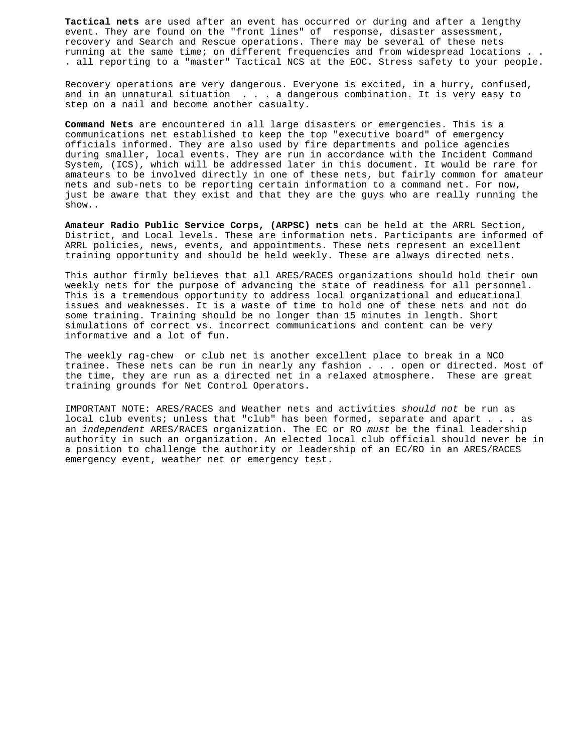**Tactical nets** are used after an event has occurred or during and after a lengthy event. They are found on the "front lines" of response, disaster assessment, recovery and Search and Rescue operations. There may be several of these nets running at the same time; on different frequencies and from widespread locations . . . all reporting to a "master" Tactical NCS at the EOC. Stress safety to your people.

Recovery operations are very dangerous. Everyone is excited, in a hurry, confused, and in an unnatural situation . . . a dangerous combination. It is very easy to step on a nail and become another casualty.

**Command Nets** are encountered in all large disasters or emergencies. This is a communications net established to keep the top "executive board" of emergency officials informed. They are also used by fire departments and police agencies during smaller, local events. They are run in accordance with the Incident Command System, (ICS), which will be addressed later in this document. It would be rare for amateurs to be involved directly in one of these nets, but fairly common for amateur nets and sub-nets to be reporting certain information to a command net. For now, just be aware that they exist and that they are the guys who are really running the show..

**Amateur Radio Public Service Corps, (ARPSC) nets** can be held at the ARRL Section, District, and Local levels. These are information nets. Participants are informed of ARRL policies, news, events, and appointments. These nets represent an excellent training opportunity and should be held weekly. These are always directed nets.

This author firmly believes that all ARES/RACES organizations should hold their own weekly nets for the purpose of advancing the state of readiness for all personnel. This is a tremendous opportunity to address local organizational and educational issues and weaknesses. It is a waste of time to hold one of these nets and not do some training. Training should be no longer than 15 minutes in length. Short simulations of correct vs. incorrect communications and content can be very informative and a lot of fun.

The weekly rag-chew or club net is another excellent place to break in a NCO trainee. These nets can be run in nearly any fashion . . . open or directed. Most of the time, they are run as a directed net in a relaxed atmosphere. These are great training grounds for Net Control Operators.

IMPORTANT NOTE: ARES/RACES and Weather nets and activities *should not* be run as local club events; unless that "club" has been formed, separate and apart . . . as an *independent* ARES/RACES organization. The EC or RO *must* be the final leadership authority in such an organization. An elected local club official should never be in a position to challenge the authority or leadership of an EC/RO in an ARES/RACES emergency event, weather net or emergency test.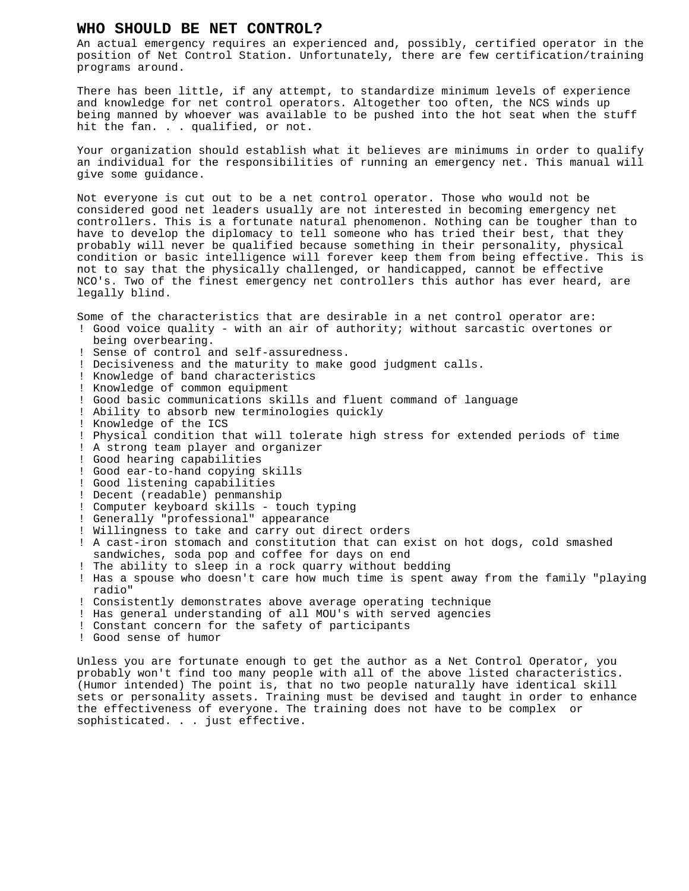# WHO SHOULD BE NET CONTROL?

An actual emergency requires an experienced and, possibly, certified operator in the position of Net Control Station. Unfortunately, there are few certification/training programs around.

There has been little, if any attempt, to standardize minimum levels of experience and knowledge for net control operators. Altogether too often, the NCS winds up being manned by whoever was available to be pushed into the hot seat when the stuff hit the fan. . . qualified, or not.

Your organization should establish what it believes are minimums in order to qualify an individual for the responsibilities of running an emergency net. This manual will give some guidance.

Not everyone is cut out to be a net control operator. Those who would not be considered good net leaders usually are not interested in becoming emergency net controllers. This is a fortunate natural phenomenon. Nothing can be tougher than to have to develop the diplomacy to tell someone who has tried their best, that they probably will never be qualified because something in their personality, physical condition or basic intelligence will forever keep them from being effective. This is not to say that the physically challenged, or handicapped, cannot be effective NCO's. Two of the finest emergency net controllers this author has ever heard, are legally blind.

Some of the characteristics that are desirable in a net control operator are:

- Good voice quality - with an air of authority; without sarcastic overtones or being overbearing.
- Sense of control and self-assuredness.
- Decisiveness and the maturity to make good judgment calls.
- Knowledge of band characteristics
- Knowledge of common equipment
- Good basic communications skills and fluent command of language
- Ability to absorb new terminologies quickly
- Knowledge of the ICS
- Physical condition that will tolerate high stress for extended periods of time
- A strong team player and organizer
- Good hearing capabilities
- Good ear-to-hand copying skills
- Good listening capabilities
- Decent (readable) penmanship
- Computer keyboard skills - touch typing
- Generally "professional" appearance
- Willingness to take and carry out direct orders
- A cast-iron stomach and constitution that can exist on hot dogs, cold smashed sandwiches, soda pop and coffee for days on end
- The ability to sleep in a rock quarry without bedding
- Has a spouse who doesn't care how much time is spent away from the family "playing radio"
- Consistently demonstrates above average operating technique
- Has general understanding of all MOU's with served agencies
- Constant concern for the safety of participants
- Good sense of humor

Unless you are fortunate enough to get the author as a Net Control Operator, you probably won't find too many people with all of the above listed characteristics. (Humor intended) The point is, that no two people naturally have identical skill sets or personality assets. Training must be devised and taught in order to enhance the effectiveness of everyone. The training does not have to be complex or sophisticated. . . just effective.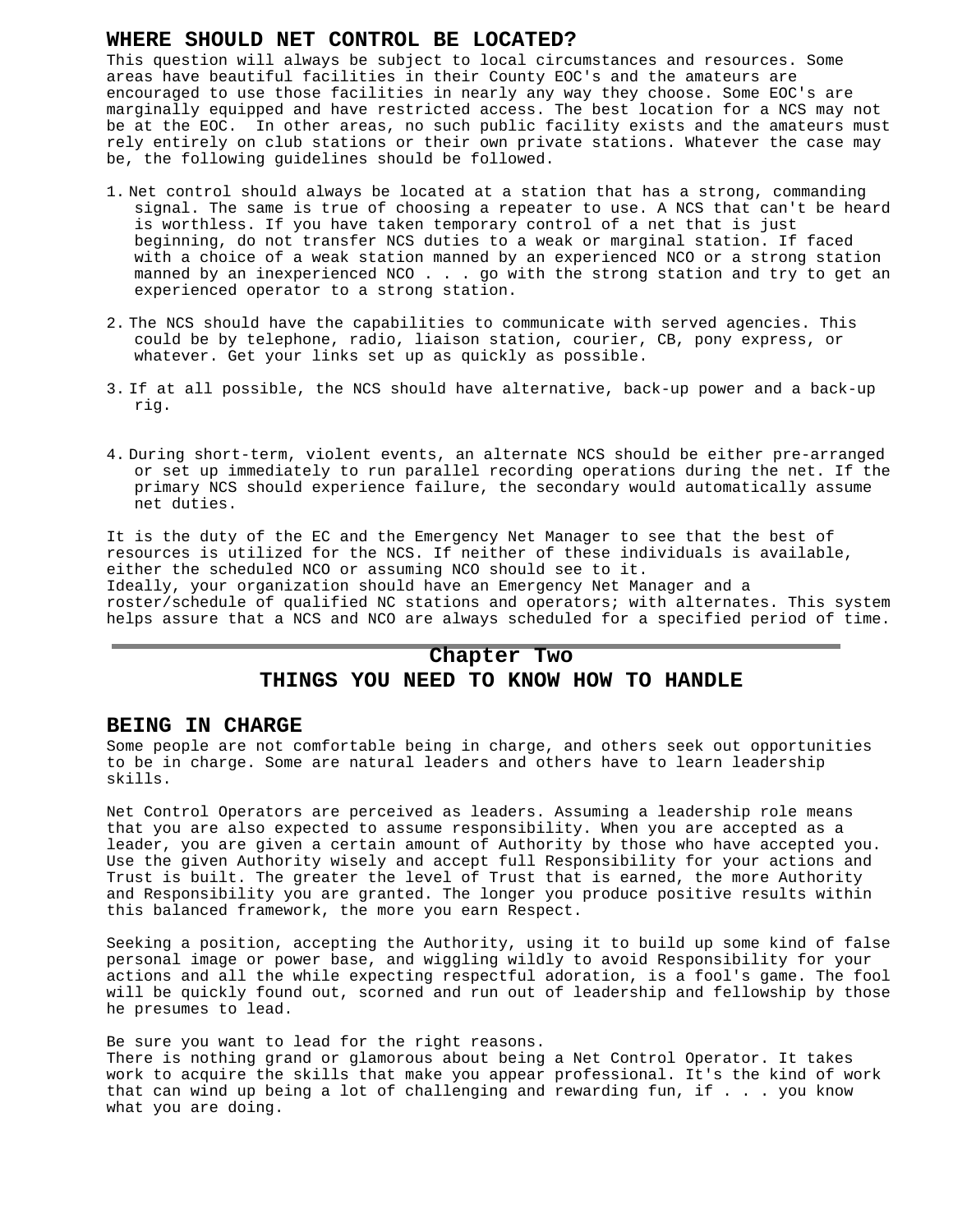## WHERE SHOULD NET CONTROL BE LOCATED?

This question will always be subject to local circumstances and resources. Some areas have beautiful facilities in their County EOC's and the amateurs are encouraged to use those facilities in nearly any way they choose. Some EOC's are marginally equipped and have restricted access. The best location for a NCS may not be at the EOC. In other areas, no such public facility exists and the amateurs must rely entirely on club stations or their own private stations. Whatever the case may be, the following guidelines should be followed.

1. Net control should always be located at a station that has a strong, commanding signal. The same is true of choosing a repeater to use. A NCS that can't be heard is worthless. If you have taken temporary control of a net that is just beginning, do not transfer NCS duties to a weak or marginal station. If faced with a choice of a weak station manned by an experienced NCO or a strong station manned by an inexperienced NCO . . . go with the strong station and try to get an experienced operator to a strong station.

2. The NCS should have the capabilities to communicate with served agencies. This could be by telephone, radio, liaison station, courier, CB, pony express, or whatever. Get your links set up as quickly as possible.

3. If at all possible, the NCS should have alternative, back-up power and a back-up rig.

4. During short-term, violent events, an alternate NCS should be either pre-arranged or set up immediately to run parallel recording operations during the net. If the primary NCS should experience failure, the secondary would automatically assume net duties.

It is the duty of the EC and the Emergency Net Manager to see that the best of resources is utilized for the NCS. If neither of these individuals is available, either the scheduled NCO or assuming NCO should see to it.
Ideally, your organization should have an Emergency Net Manager and a roster/schedule of qualified NC stations and operators; with alternates. This system helps assure that a NCS and NCO are always scheduled for a specified period of time.

---

# Chapter Two
# THINGS YOU NEED TO KNOW HOW TO HANDLE

## BEING IN CHARGE

Some people are not comfortable being in charge, and others seek out opportunities to be in charge. Some are natural leaders and others have to learn leadership skills.

Net Control Operators are perceived as leaders. Assuming a leadership role means that you are also expected to assume responsibility. When you are accepted as a leader, you are given a certain amount of Authority by those who have accepted you. Use the given Authority wisely and accept full Responsibility for your actions and Trust is built. The greater the level of Trust that is earned, the more Authority and Responsibility you are granted. The longer you produce positive results within this balanced framework, the more you earn Respect.

Seeking a position, accepting the Authority, using it to build up some kind of false personal image or power base, and wiggling wildly to avoid Responsibility for your actions and all the while expecting respectful adoration, is a fool's game. The fool will be quickly found out, scorned and run out of leadership and fellowship by those he presumes to lead.

Be sure you want to lead for the right reasons.
There is nothing grand or glamorous about being a Net Control Operator. It takes work to acquire the skills that make you appear professional. It's the kind of work that can wind up being a lot of challenging and rewarding fun, if . . . you know what you are doing.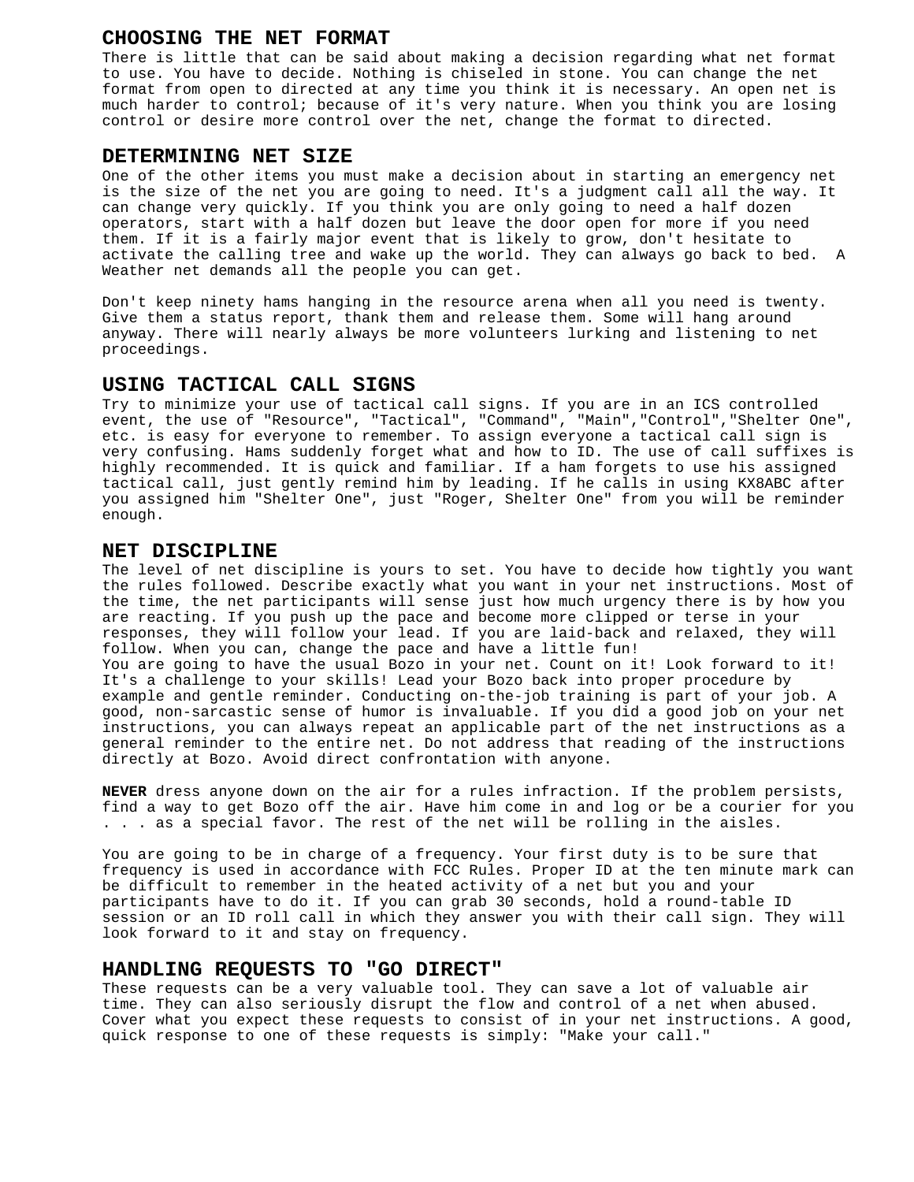## CHOOSING THE NET FORMAT

There is little that can be said about making a decision regarding what net format to use. You have to decide. Nothing is chiseled in stone. You can change the net format from open to directed at any time you think it is necessary. An open net is much harder to control; because of it's very nature. When you think you are losing control or desire more control over the net, change the format to directed.

## DETERMINING NET SIZE

One of the other items you must make a decision about in starting an emergency net is the size of the net you are going to need. It's a judgment call all the way. It can change very quickly. If you think you are only going to need a half dozen operators, start with a half dozen but leave the door open for more if you need them. If it is a fairly major event that is likely to grow, don't hesitate to activate the calling tree and wake up the world. They can always go back to bed. A Weather net demands all the people you can get.

Don't keep ninety hams hanging in the resource arena when all you need is twenty. Give them a status report, thank them and release them. Some will hang around anyway. There will nearly always be more volunteers lurking and listening to net proceedings.

## USING TACTICAL CALL SIGNS

Try to minimize your use of tactical call signs. If you are in an ICS controlled event, the use of "Resource", "Tactical", "Command", "Main","Control","Shelter One", etc. is easy for everyone to remember. To assign everyone a tactical call sign is very confusing. Hams suddenly forget what and how to ID. The use of call suffixes is highly recommended. It is quick and familiar. If a ham forgets to use his assigned tactical call, just gently remind him by leading. If he calls in using KX8ABC after you assigned him "Shelter One", just "Roger, Shelter One" from you will be reminder enough.

## NET DISCIPLINE

The level of net discipline is yours to set. You have to decide how tightly you want the rules followed. Describe exactly what you want in your net instructions. Most of the time, the net participants will sense just how much urgency there is by how you are reacting. If you push up the pace and become more clipped or terse in your responses, they will follow your lead. If you are laid-back and relaxed, they will follow. When you can, change the pace and have a little fun!
You are going to have the usual Bozo in your net. Count on it! Look forward to it! It's a challenge to your skills! Lead your Bozo back into proper procedure by example and gentle reminder. Conducting on-the-job training is part of your job. A good, non-sarcastic sense of humor is invaluable. If you did a good job on your net instructions, you can always repeat an applicable part of the net instructions as a general reminder to the entire net. Do not address that reading of the instructions directly at Bozo. Avoid direct confrontation with anyone.

**NEVER** dress anyone down on the air for a rules infraction. If the problem persists, find a way to get Bozo off the air. Have him come in and log or be a courier for you . . . as a special favor. The rest of the net will be rolling in the aisles.

You are going to be in charge of a frequency. Your first duty is to be sure that frequency is used in accordance with FCC Rules. Proper ID at the ten minute mark can be difficult to remember in the heated activity of a net but you and your participants have to do it. If you can grab 30 seconds, hold a round-table ID session or an ID roll call in which they answer you with their call sign. They will look forward to it and stay on frequency.

## HANDLING REQUESTS TO "GO DIRECT"

These requests can be a very valuable tool. They can save a lot of valuable air time. They can also seriously disrupt the flow and control of a net when abused. Cover what you expect these requests to consist of in your net instructions. A good, quick response to one of these requests is simply: "Make your call."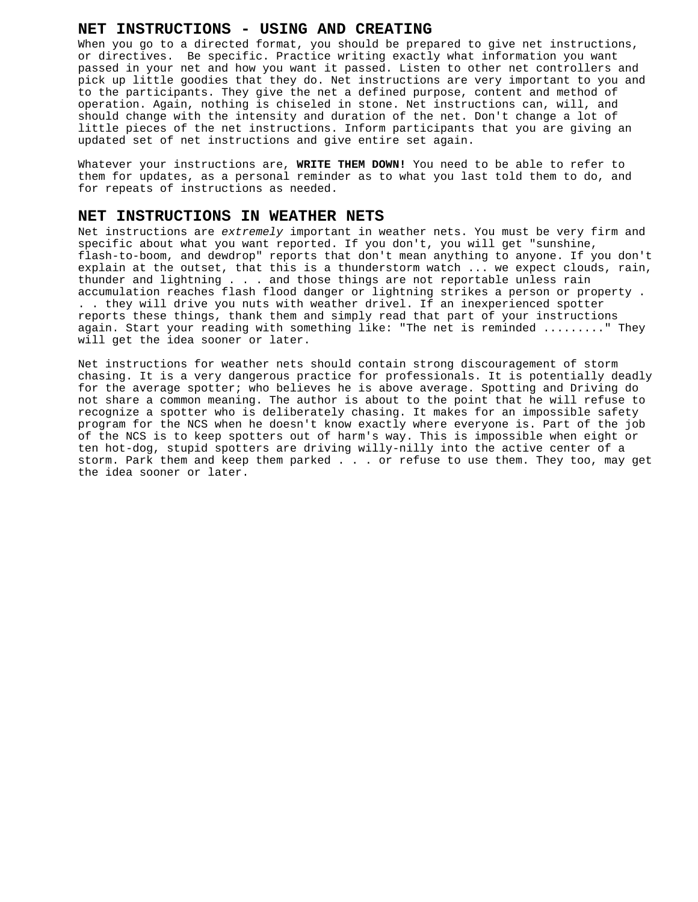## NET INSTRUCTIONS - USING AND CREATING

When you go to a directed format, you should be prepared to give net instructions, or directives. Be specific. Practice writing exactly what information you want passed in your net and how you want it passed. Listen to other net controllers and pick up little goodies that they do. Net instructions are very important to you and to the participants. They give the net a defined purpose, content and method of operation. Again, nothing is chiseled in stone. Net instructions can, will, and should change with the intensity and duration of the net. Don't change a lot of little pieces of the net instructions. Inform participants that you are giving an updated set of net instructions and give entire set again.

Whatever your instructions are, **WRITE THEM DOWN!** You need to be able to refer to them for updates, as a personal reminder as to what you last told them to do, and for repeats of instructions as needed.

## NET INSTRUCTIONS IN WEATHER NETS

Net instructions are *extremely* important in weather nets. You must be very firm and specific about what you want reported. If you don't, you will get "sunshine, flash-to-boom, and dewdrop" reports that don't mean anything to anyone. If you don't explain at the outset, that this is a thunderstorm watch ... we expect clouds, rain, thunder and lightning . . . and those things are not reportable unless rain accumulation reaches flash flood danger or lightning strikes a person or property . . . they will drive you nuts with weather drivel. If an inexperienced spotter reports these things, thank them and simply read that part of your instructions again. Start your reading with something like: "The net is reminded ........." They will get the idea sooner or later.

Net instructions for weather nets should contain strong discouragement of storm chasing. It is a very dangerous practice for professionals. It is potentially deadly for the average spotter; who believes he is above average. Spotting and Driving do not share a common meaning. The author is about to the point that he will refuse to recognize a spotter who is deliberately chasing. It makes for an impossible safety program for the NCS when he doesn't know exactly where everyone is. Part of the job of the NCS is to keep spotters out of harm's way. This is impossible when eight or ten hot-dog, stupid spotters are driving willy-nilly into the active center of a storm. Park them and keep them parked . . . or refuse to use them. They too, may get the idea sooner or later.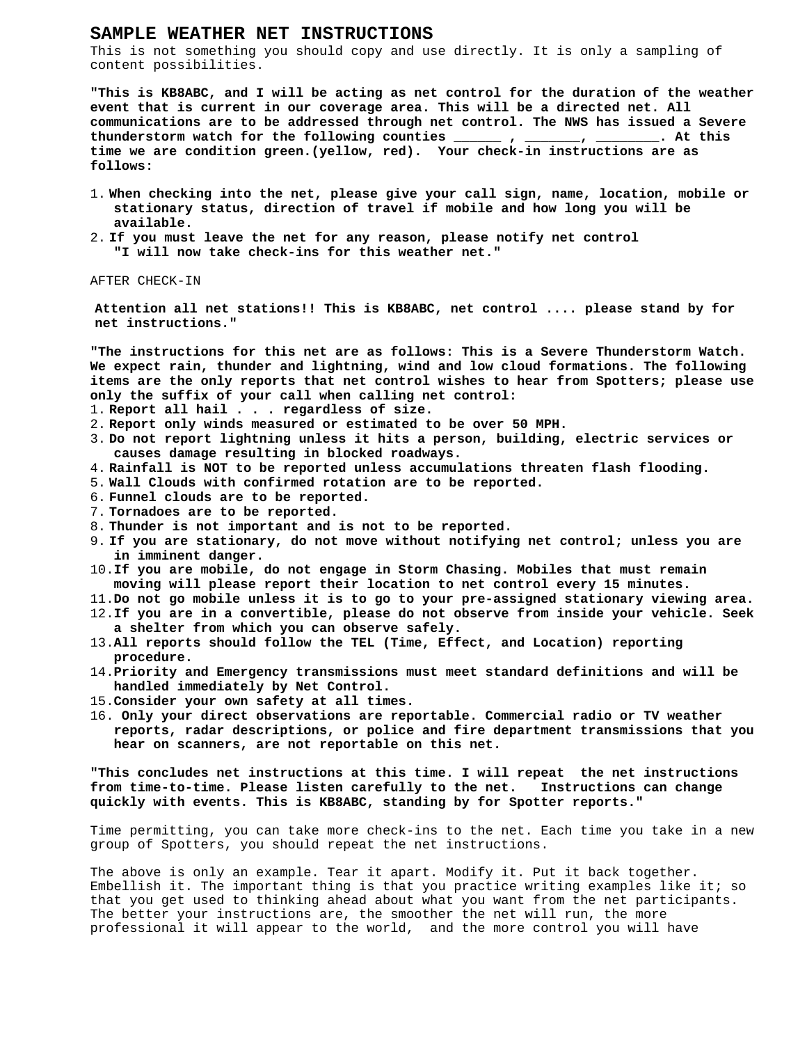# SAMPLE WEATHER NET INSTRUCTIONS

This is not something you should copy and use directly. It is only a sampling of content possibilities.

**"This is KB8ABC, and I will be acting as net control for the duration of the weather event that is current in our coverage area. This will be a directed net. All communications are to be addressed through net control. The NWS has issued a Severe thunderstorm watch for the following counties ______ , _______, ________. At this time we are condition green.(yellow, red). Your check-in instructions are as follows:**

1. **When checking into the net, please give your call sign, name, location, mobile or stationary status, direction of travel if mobile and how long you will be available.**
2. **If you must leave the net for any reason, please notify net control "I will now take check-ins for this weather net."**

AFTER CHECK-IN

**Attention all net stations!! This is KB8ABC, net control .... please stand by for net instructions."**

**"The instructions for this net are as follows: This is a Severe Thunderstorm Watch. We expect rain, thunder and lightning, wind and low cloud formations. The following items are the only reports that net control wishes to hear from Spotters; please use only the suffix of your call when calling net control:**

1. **Report all hail . . . regardless of size.**
2. **Report only winds measured or estimated to be over 50 MPH.**
3. **Do not report lightning unless it hits a person, building, electric services or causes damage resulting in blocked roadways.**
4. **Rainfall is NOT to be reported unless accumulations threaten flash flooding.**
5. **Wall Clouds with confirmed rotation are to be reported.**
6. **Funnel clouds are to be reported.**
7. **Tornadoes are to be reported.**
8. **Thunder is not important and is not to be reported.**
9. **If you are stationary, do not move without notifying net control; unless you are in imminent danger.**
10. **If you are mobile, do not engage in Storm Chasing. Mobiles that must remain moving will please report their location to net control every 15 minutes.**
11. **Do not go mobile unless it is to go to your pre-assigned stationary viewing area.**
12. **If you are in a convertible, please do not observe from inside your vehicle. Seek a shelter from which you can observe safely.**
13. **All reports should follow the TEL (Time, Effect, and Location) reporting procedure.**
14. **Priority and Emergency transmissions must meet standard definitions and will be handled immediately by Net Control.**
15. **Consider your own safety at all times.**
16. **Only your direct observations are reportable. Commercial radio or TV weather reports, radar descriptions, or police and fire department transmissions that you hear on scanners, are not reportable on this net.**

**"This concludes net instructions at this time. I will repeat the net instructions from time-to-time. Please listen carefully to the net. Instructions can change quickly with events. This is KB8ABC, standing by for Spotter reports."**

Time permitting, you can take more check-ins to the net. Each time you take in a new group of Spotters, you should repeat the net instructions.

The above is only an example. Tear it apart. Modify it. Put it back together. Embellish it. The important thing is that you practice writing examples like it; so that you get used to thinking ahead about what you want from the net participants. The better your instructions are, the smoother the net will run, the more professional it will appear to the world, and the more control you will have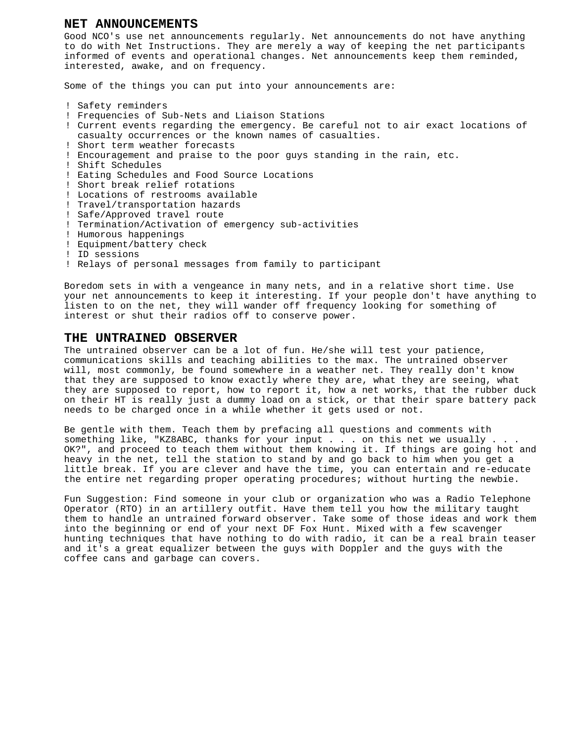## NET ANNOUNCEMENTS

Good NCO's use net announcements regularly. Net announcements do not have anything to do with Net Instructions. They are merely a way of keeping the net participants informed of events and operational changes. Net announcements keep them reminded, interested, awake, and on frequency.

Some of the things you can put into your announcements are:

- Safety reminders
- Frequencies of Sub-Nets and Liaison Stations
- Current events regarding the emergency. Be careful not to air exact locations of casualty occurrences or the known names of casualties.
- Short term weather forecasts
- Encouragement and praise to the poor guys standing in the rain, etc.
- Shift Schedules
- Eating Schedules and Food Source Locations
- Short break relief rotations
- Locations of restrooms available
- Travel/transportation hazards
- Safe/Approved travel route
- Termination/Activation of emergency sub-activities
- Humorous happenings
- Equipment/battery check
- ID sessions
- Relays of personal messages from family to participant

Boredom sets in with a vengeance in many nets, and in a relative short time. Use your net announcements to keep it interesting. If your people don't have anything to listen to on the net, they will wander off frequency looking for something of interest or shut their radios off to conserve power.

## THE UNTRAINED OBSERVER

The untrained observer can be a lot of fun. He/she will test your patience, communications skills and teaching abilities to the max. The untrained observer will, most commonly, be found somewhere in a weather net. They really don't know that they are supposed to know exactly where they are, what they are seeing, what they are supposed to report, how to report it, how a net works, that the rubber duck on their HT is really just a dummy load on a stick, or that their spare battery pack needs to be charged once in a while whether it gets used or not.

Be gentle with them. Teach them by prefacing all questions and comments with something like, "KZ8ABC, thanks for your input . . . on this net we usually . . . OK?", and proceed to teach them without them knowing it. If things are going hot and heavy in the net, tell the station to stand by and go back to him when you get a little break. If you are clever and have the time, you can entertain and re-educate the entire net regarding proper operating procedures; without hurting the newbie.

Fun Suggestion: Find someone in your club or organization who was a Radio Telephone Operator (RTO) in an artillery outfit. Have them tell you how the military taught them to handle an untrained forward observer. Take some of those ideas and work them into the beginning or end of your next DF Fox Hunt. Mixed with a few scavenger hunting techniques that have nothing to do with radio, it can be a real brain teaser and it's a great equalizer between the guys with Doppler and the guys with the coffee cans and garbage can covers.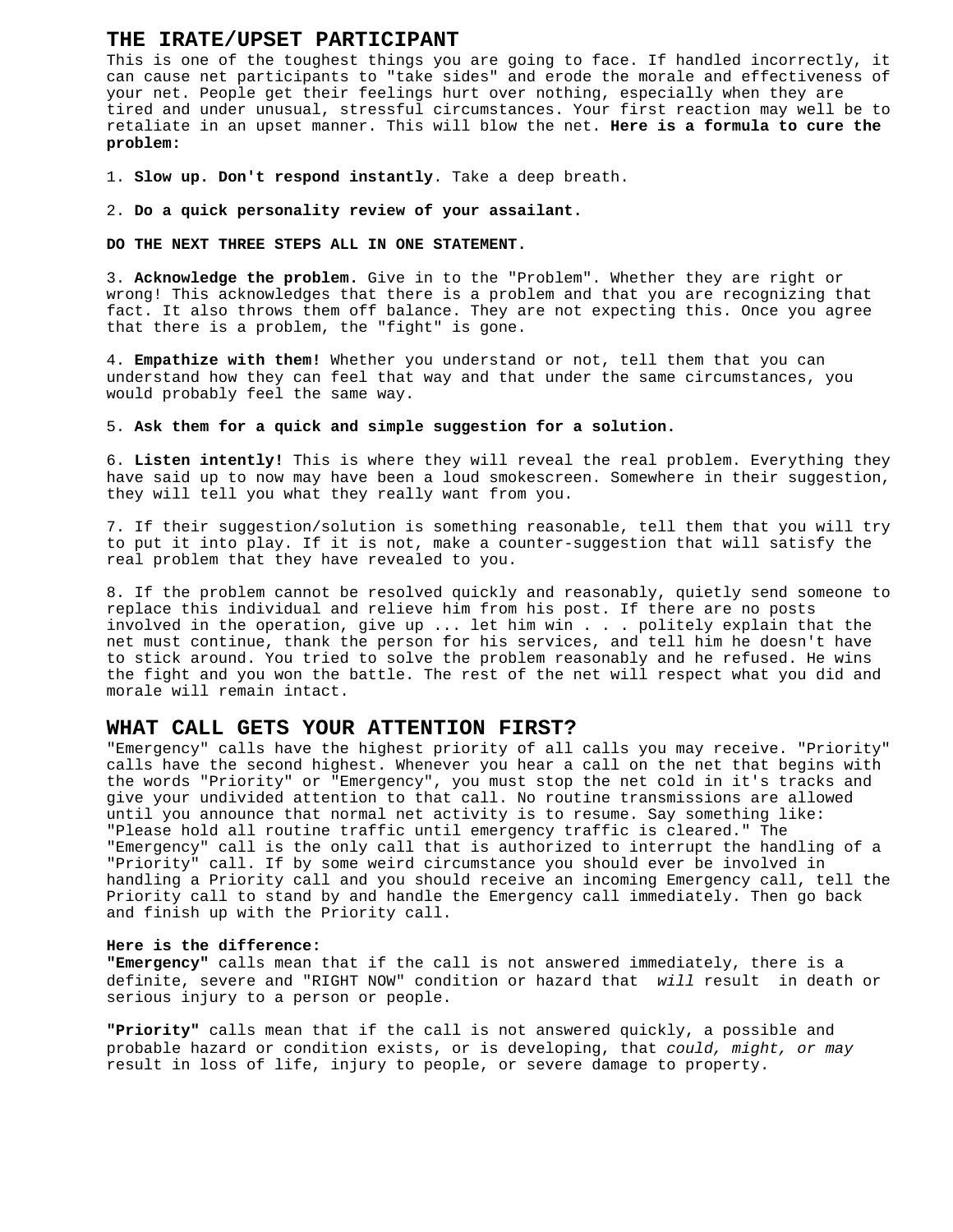## THE IRATE/UPSET PARTICIPANT

This is one of the toughest things you are going to face. If handled incorrectly, it can cause net participants to "take sides" and erode the morale and effectiveness of your net. People get their feelings hurt over nothing, especially when they are tired and under unusual, stressful circumstances. Your first reaction may well be to retaliate in an upset manner. This will blow the net. **Here is a formula to cure the problem:**

1. **Slow up. Don't respond instantly**. Take a deep breath.

2. **Do a quick personality review of your assailant.**

**DO THE NEXT THREE STEPS ALL IN ONE STATEMENT.**

3. **Acknowledge the problem.** Give in to the "Problem". Whether they are right or wrong! This acknowledges that there is a problem and that you are recognizing that fact. It also throws them off balance. They are not expecting this. Once you agree that there is a problem, the "fight" is gone.

4. **Empathize with them!** Whether you understand or not, tell them that you can understand how they can feel that way and that under the same circumstances, you would probably feel the same way.

5. **Ask them for a quick and simple suggestion for a solution.**

6. **Listen intently!** This is where they will reveal the real problem. Everything they have said up to now may have been a loud smokescreen. Somewhere in their suggestion, they will tell you what they really want from you.

7. If their suggestion/solution is something reasonable, tell them that you will try to put it into play. If it is not, make a counter-suggestion that will satisfy the real problem that they have revealed to you.

8. If the problem cannot be resolved quickly and reasonably, quietly send someone to replace this individual and relieve him from his post. If there are no posts involved in the operation, give up ... let him win . . . politely explain that the net must continue, thank the person for his services, and tell him he doesn't have to stick around. You tried to solve the problem reasonably and he refused. He wins the fight and you won the battle. The rest of the net will respect what you did and morale will remain intact.

## WHAT CALL GETS YOUR ATTENTION FIRST?

"Emergency" calls have the highest priority of all calls you may receive. "Priority" calls have the second highest. Whenever you hear a call on the net that begins with the words "Priority" or "Emergency", you must stop the net cold in it's tracks and give your undivided attention to that call. No routine transmissions are allowed until you announce that normal net activity is to resume. Say something like: "Please hold all routine traffic until emergency traffic is cleared." The "Emergency" call is the only call that is authorized to interrupt the handling of a "Priority" call. If by some weird circumstance you should ever be involved in handling a Priority call and you should receive an incoming Emergency call, tell the Priority call to stand by and handle the Emergency call immediately. Then go back and finish up with the Priority call.

**Here is the difference:**
**"Emergency"** calls mean that if the call is not answered immediately, there is a definite, severe and "RIGHT NOW" condition or hazard that *will* result in death or serious injury to a person or people.

**"Priority"** calls mean that if the call is not answered quickly, a possible and probable hazard or condition exists, or is developing, that *could, might, or may* result in loss of life, injury to people, or severe damage to property.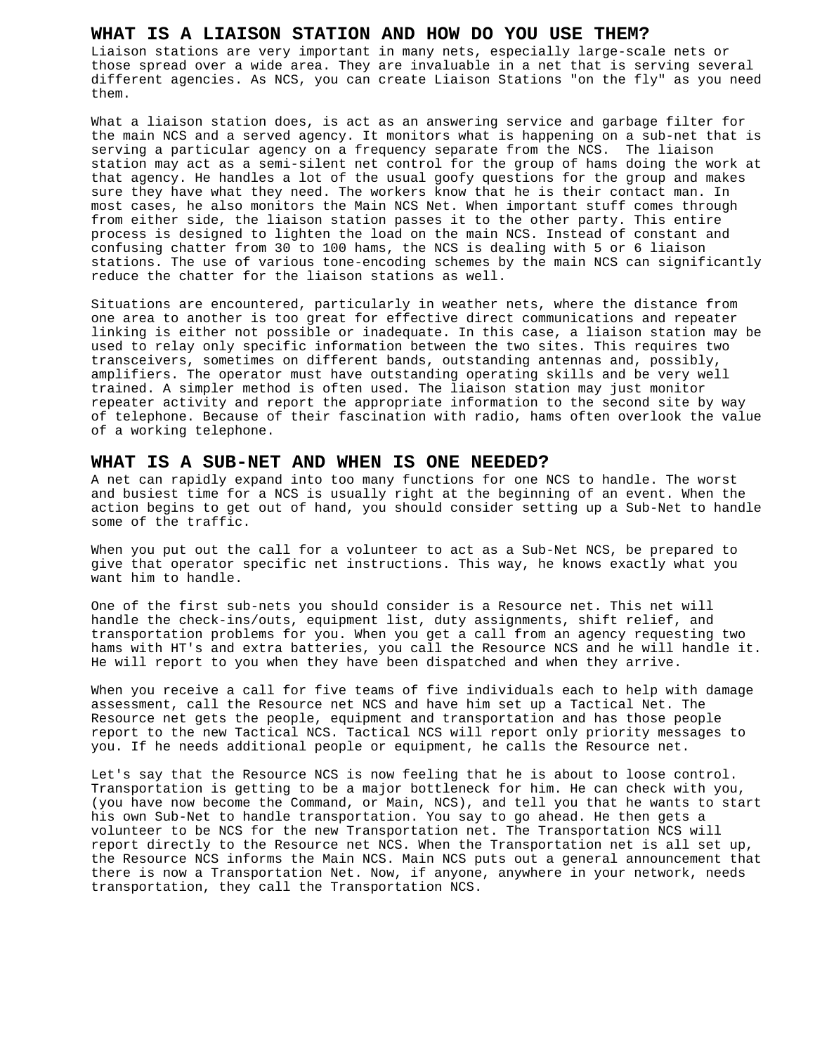## WHAT IS A LIAISON STATION AND HOW DO YOU USE THEM?

Liaison stations are very important in many nets, especially large-scale nets or those spread over a wide area. They are invaluable in a net that is serving several different agencies. As NCS, you can create Liaison Stations "on the fly" as you need them.

What a liaison station does, is act as an answering service and garbage filter for the main NCS and a served agency. It monitors what is happening on a sub-net that is serving a particular agency on a frequency separate from the NCS. The liaison station may act as a semi-silent net control for the group of hams doing the work at that agency. He handles a lot of the usual goofy questions for the group and makes sure they have what they need. The workers know that he is their contact man. In most cases, he also monitors the Main NCS Net. When important stuff comes through from either side, the liaison station passes it to the other party. This entire process is designed to lighten the load on the main NCS. Instead of constant and confusing chatter from 30 to 100 hams, the NCS is dealing with 5 or 6 liaison stations. The use of various tone-encoding schemes by the main NCS can significantly reduce the chatter for the liaison stations as well.

Situations are encountered, particularly in weather nets, where the distance from one area to another is too great for effective direct communications and repeater linking is either not possible or inadequate. In this case, a liaison station may be used to relay only specific information between the two sites. This requires two transceivers, sometimes on different bands, outstanding antennas and, possibly, amplifiers. The operator must have outstanding operating skills and be very well trained. A simpler method is often used. The liaison station may just monitor repeater activity and report the appropriate information to the second site by way of telephone. Because of their fascination with radio, hams often overlook the value of a working telephone.

## WHAT IS A SUB-NET AND WHEN IS ONE NEEDED?

A net can rapidly expand into too many functions for one NCS to handle. The worst and busiest time for a NCS is usually right at the beginning of an event. When the action begins to get out of hand, you should consider setting up a Sub-Net to handle some of the traffic.

When you put out the call for a volunteer to act as a Sub-Net NCS, be prepared to give that operator specific net instructions. This way, he knows exactly what you want him to handle.

One of the first sub-nets you should consider is a Resource net. This net will handle the check-ins/outs, equipment list, duty assignments, shift relief, and transportation problems for you. When you get a call from an agency requesting two hams with HT's and extra batteries, you call the Resource NCS and he will handle it. He will report to you when they have been dispatched and when they arrive.

When you receive a call for five teams of five individuals each to help with damage assessment, call the Resource net NCS and have him set up a Tactical Net. The Resource net gets the people, equipment and transportation and has those people report to the new Tactical NCS. Tactical NCS will report only priority messages to you. If he needs additional people or equipment, he calls the Resource net.

Let's say that the Resource NCS is now feeling that he is about to loose control. Transportation is getting to be a major bottleneck for him. He can check with you, (you have now become the Command, or Main, NCS), and tell you that he wants to start his own Sub-Net to handle transportation. You say to go ahead. He then gets a volunteer to be NCS for the new Transportation net. The Transportation NCS will report directly to the Resource net NCS. When the Transportation net is all set up, the Resource NCS informs the Main NCS. Main NCS puts out a general announcement that there is now a Transportation Net. Now, if anyone, anywhere in your network, needs transportation, they call the Transportation NCS.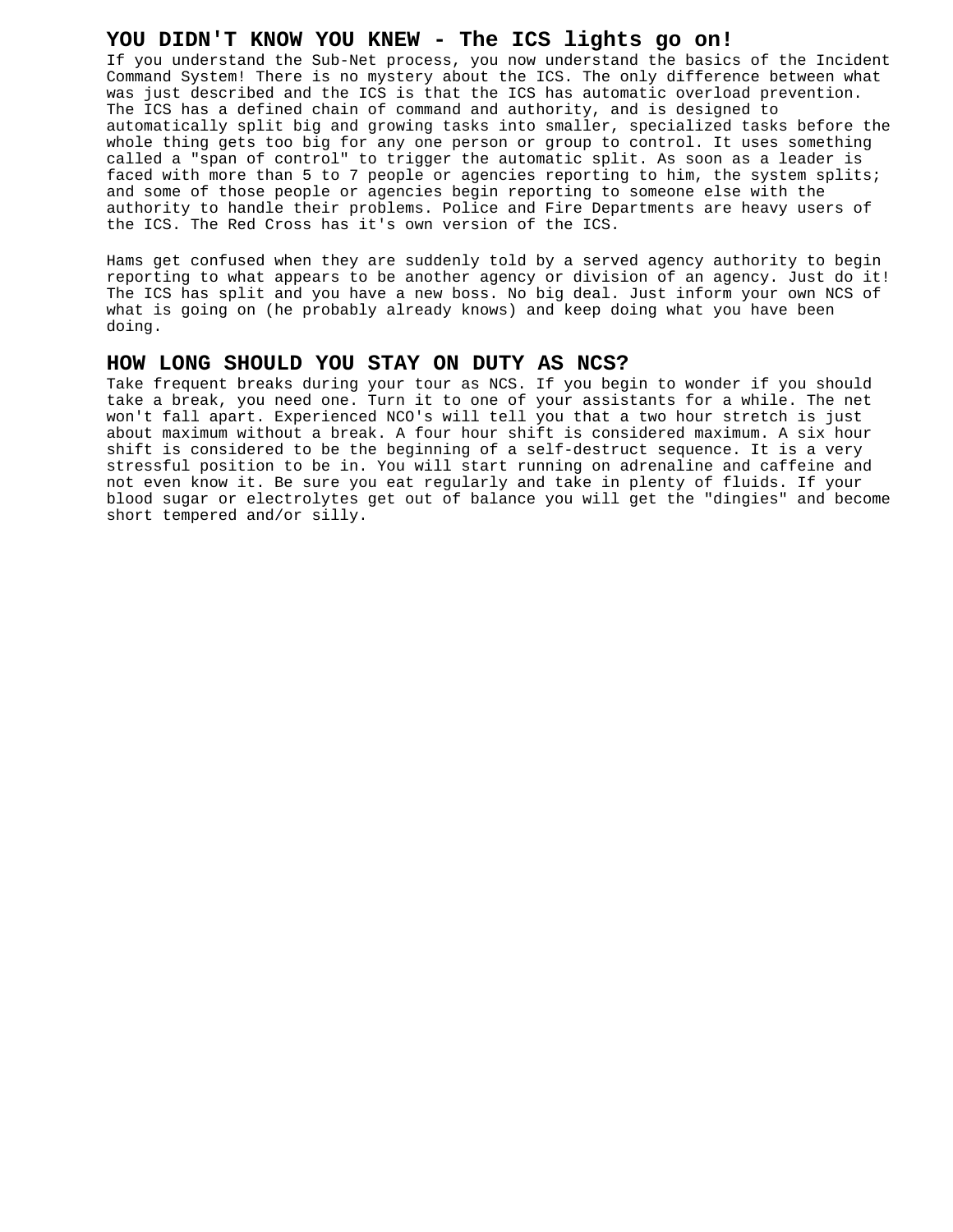## YOU DIDN'T KNOW YOU KNEW - The ICS lights go on!

If you understand the Sub-Net process, you now understand the basics of the Incident Command System! There is no mystery about the ICS. The only difference between what was just described and the ICS is that the ICS has automatic overload prevention. The ICS has a defined chain of command and authority, and is designed to automatically split big and growing tasks into smaller, specialized tasks before the whole thing gets too big for any one person or group to control. It uses something called a "span of control" to trigger the automatic split. As soon as a leader is faced with more than 5 to 7 people or agencies reporting to him, the system splits; and some of those people or agencies begin reporting to someone else with the authority to handle their problems. Police and Fire Departments are heavy users of the ICS. The Red Cross has it's own version of the ICS.

Hams get confused when they are suddenly told by a served agency authority to begin reporting to what appears to be another agency or division of an agency. Just do it! The ICS has split and you have a new boss. No big deal. Just inform your own NCS of what is going on (he probably already knows) and keep doing what you have been doing.

## HOW LONG SHOULD YOU STAY ON DUTY AS NCS?

Take frequent breaks during your tour as NCS. If you begin to wonder if you should take a break, you need one. Turn it to one of your assistants for a while. The net won't fall apart. Experienced NCO's will tell you that a two hour stretch is just about maximum without a break. A four hour shift is considered maximum. A six hour shift is considered to be the beginning of a self-destruct sequence. It is a very stressful position to be in. You will start running on adrenaline and caffeine and not even know it. Be sure you eat regularly and take in plenty of fluids. If your blood sugar or electrolytes get out of balance you will get the "dingies" and become short tempered and/or silly.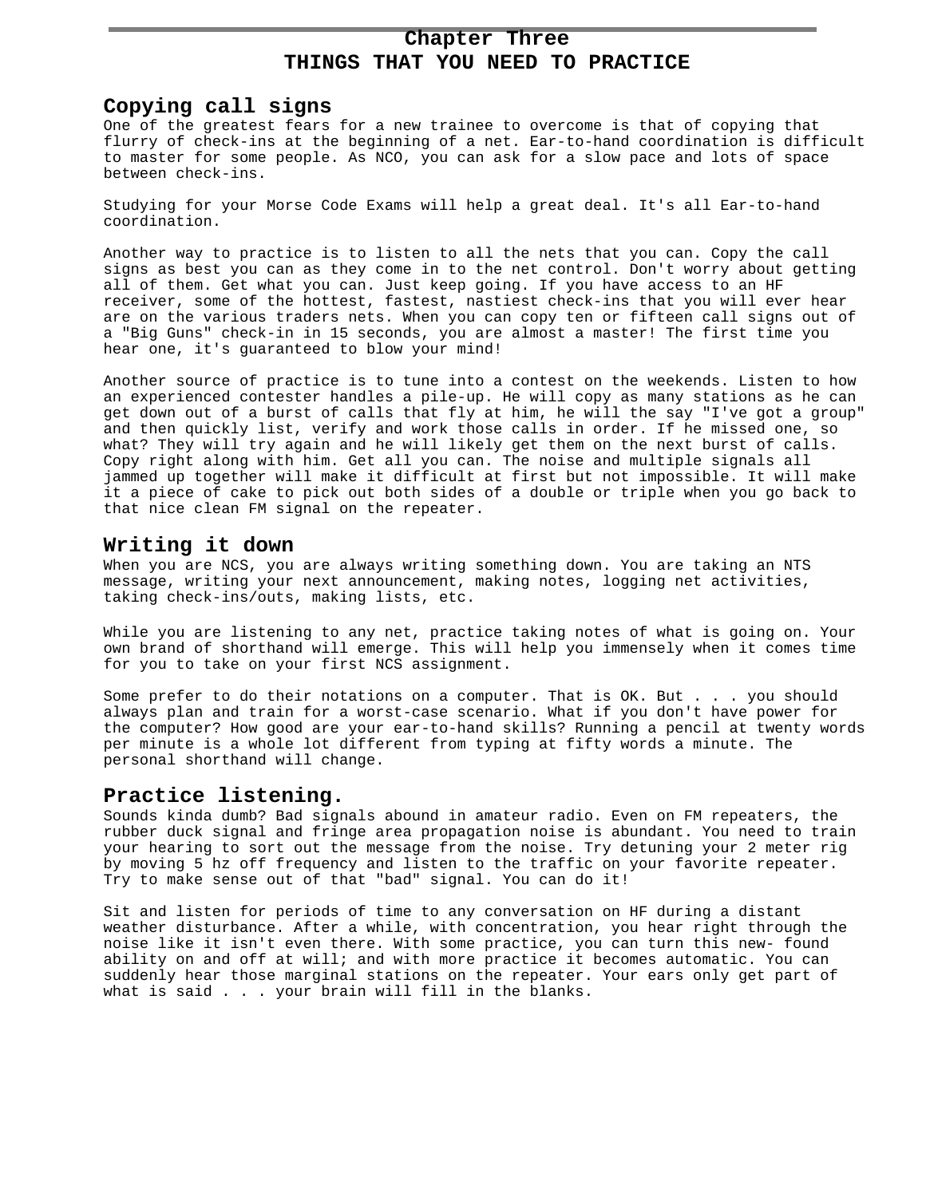# Chapter Three
# THINGS THAT YOU NEED TO PRACTICE

## Copying call signs

One of the greatest fears for a new trainee to overcome is that of copying that flurry of check-ins at the beginning of a net. Ear-to-hand coordination is difficult to master for some people. As NCO, you can ask for a slow pace and lots of space between check-ins.

Studying for your Morse Code Exams will help a great deal. It's all Ear-to-hand coordination.

Another way to practice is to listen to all the nets that you can. Copy the call signs as best you can as they come in to the net control. Don't worry about getting all of them. Get what you can. Just keep going. If you have access to an HF receiver, some of the hottest, fastest, nastiest check-ins that you will ever hear are on the various traders nets. When you can copy ten or fifteen call signs out of a "Big Guns" check-in in 15 seconds, you are almost a master! The first time you hear one, it's guaranteed to blow your mind!

Another source of practice is to tune into a contest on the weekends. Listen to how an experienced contester handles a pile-up. He will copy as many stations as he can get down out of a burst of calls that fly at him, he will the say "I've got a group" and then quickly list, verify and work those calls in order. If he missed one, so what? They will try again and he will likely get them on the next burst of calls. Copy right along with him. Get all you can. The noise and multiple signals all jammed up together will make it difficult at first but not impossible. It will make it a piece of cake to pick out both sides of a double or triple when you go back to that nice clean FM signal on the repeater.

## Writing it down

When you are NCS, you are always writing something down. You are taking an NTS message, writing your next announcement, making notes, logging net activities, taking check-ins/outs, making lists, etc.

While you are listening to any net, practice taking notes of what is going on. Your own brand of shorthand will emerge. This will help you immensely when it comes time for you to take on your first NCS assignment.

Some prefer to do their notations on a computer. That is OK. But . . . you should always plan and train for a worst-case scenario. What if you don't have power for the computer? How good are your ear-to-hand skills? Running a pencil at twenty words per minute is a whole lot different from typing at fifty words a minute. The personal shorthand will change.

## Practice listening.

Sounds kinda dumb? Bad signals abound in amateur radio. Even on FM repeaters, the rubber duck signal and fringe area propagation noise is abundant. You need to train your hearing to sort out the message from the noise. Try detuning your 2 meter rig by moving 5 hz off frequency and listen to the traffic on your favorite repeater. Try to make sense out of that "bad" signal. You can do it!

Sit and listen for periods of time to any conversation on HF during a distant weather disturbance. After a while, with concentration, you hear right through the noise like it isn't even there. With some practice, you can turn this new- found ability on and off at will; and with more practice it becomes automatic. You can suddenly hear those marginal stations on the repeater. Your ears only get part of what is said . . . your brain will fill in the blanks.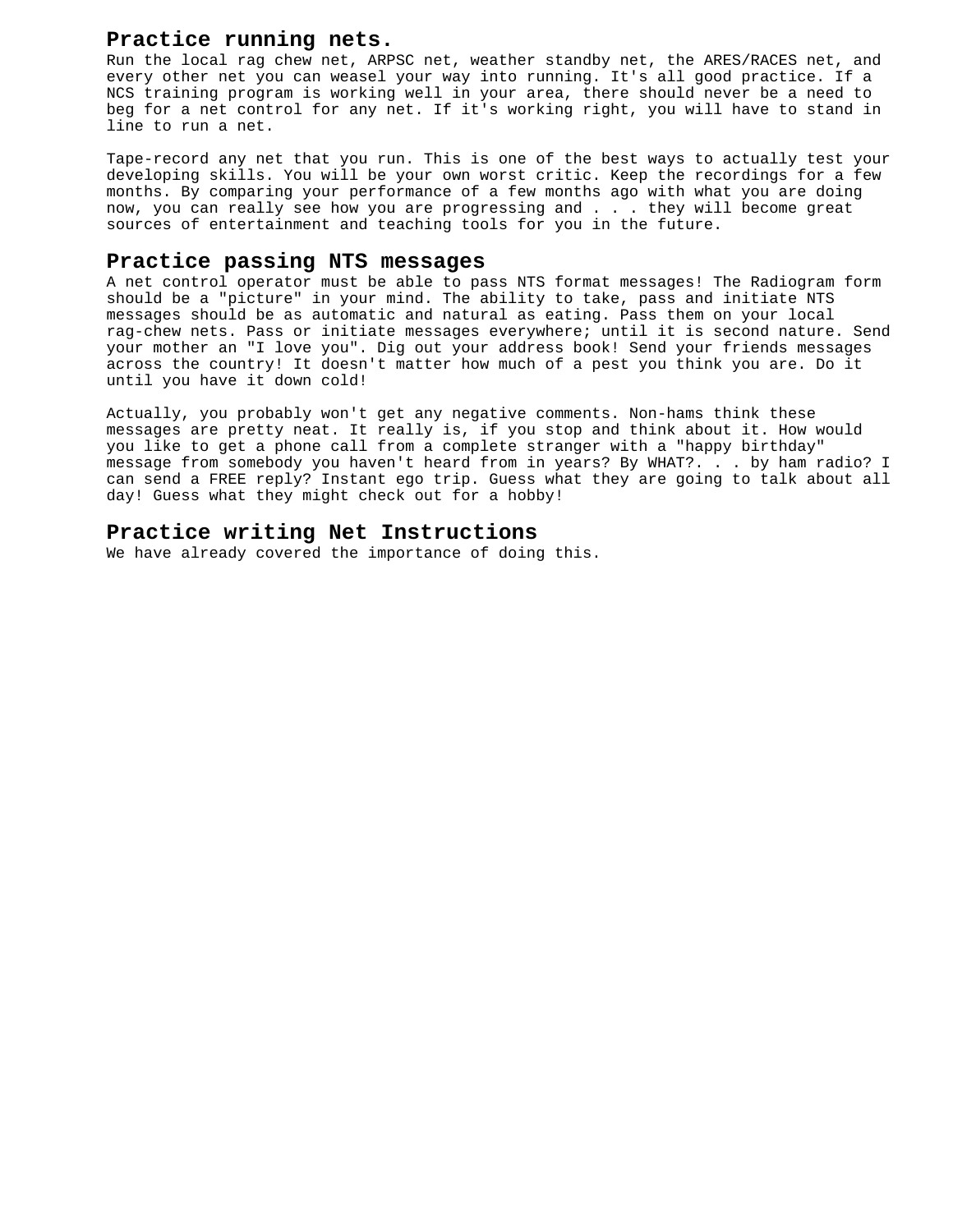## Practice running nets.

Run the local rag chew net, ARPSC net, weather standby net, the ARES/RACES net, and every other net you can weasel your way into running. It's all good practice. If a NCS training program is working well in your area, there should never be a need to beg for a net control for any net. If it's working right, you will have to stand in line to run a net.

Tape-record any net that you run. This is one of the best ways to actually test your developing skills. You will be your own worst critic. Keep the recordings for a few months. By comparing your performance of a few months ago with what you are doing now, you can really see how you are progressing and . . . they will become great sources of entertainment and teaching tools for you in the future.

## Practice passing NTS messages

A net control operator must be able to pass NTS format messages! The Radiogram form should be a "picture" in your mind. The ability to take, pass and initiate NTS messages should be as automatic and natural as eating. Pass them on your local rag-chew nets. Pass or initiate messages everywhere; until it is second nature. Send your mother an "I love you". Dig out your address book! Send your friends messages across the country! It doesn't matter how much of a pest you think you are. Do it until you have it down cold!

Actually, you probably won't get any negative comments. Non-hams think these messages are pretty neat. It really is, if you stop and think about it. How would you like to get a phone call from a complete stranger with a "happy birthday" message from somebody you haven't heard from in years? By WHAT?. . . by ham radio? I can send a FREE reply? Instant ego trip. Guess what they are going to talk about all day! Guess what they might check out for a hobby!

## Practice writing Net Instructions

We have already covered the importance of doing this.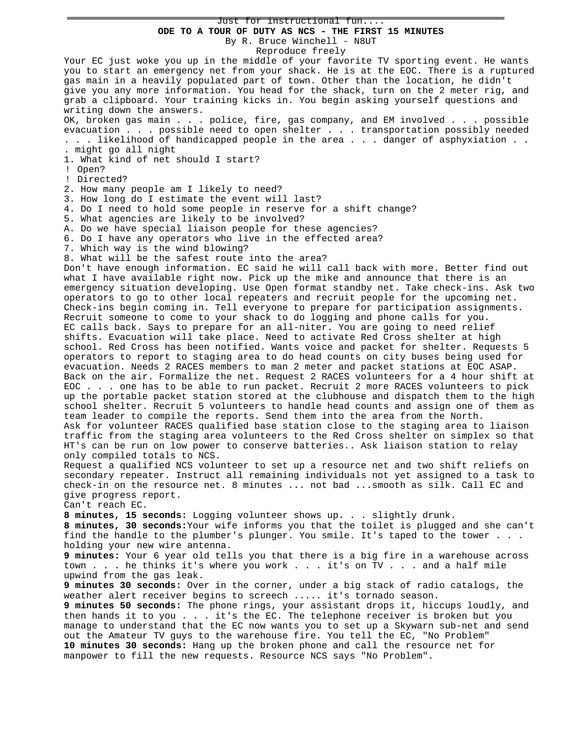Just for instructional fun....

**ODE TO A TOUR OF DUTY AS NCS - THE FIRST 15 MINUTES**

By R. Bruce Winchell - N8UT

Reproduce freely

Your EC just woke you up in the middle of your favorite TV sporting event. He wants you to start an emergency net from your shack. He is at the EOC. There is a ruptured gas main in a heavily populated part of town. Other than the location, he didn't give you any more information. You head for the shack, turn on the 2 meter rig, and grab a clipboard. Your training kicks in. You begin asking yourself questions and writing down the answers.

OK, broken gas main . . . police, fire, gas company, and EM involved . . . possible evacuation . . . possible need to open shelter . . . transportation possibly needed . . . likelihood of handicapped people in the area . . . danger of asphyxiation . . . might go all night

1. What kind of net should I start?
   - Open?
   - Directed?
2. How many people am I likely to need?
3. How long do I estimate the event will last?
4. Do I need to hold some people in reserve for a shift change?
5. What agencies are likely to be involved?
   - A. Do we have special liaison people for these agencies?
6. Do I have any operators who live in the effected area?
7. Which way is the wind blowing?
8. What will be the safest route into the area?

Don't have enough information. EC said he will call back with more. Better find out what I have available right now. Pick up the mike and announce that there is an emergency situation developing. Use Open format standby net. Take check-ins. Ask two operators to go to other local repeaters and recruit people for the upcoming net. Check-ins begin coming in. Tell everyone to prepare for participation assignments. Recruit someone to come to your shack to do logging and phone calls for you.

EC calls back. Says to prepare for an all-niter. You are going to need relief shifts. Evacuation will take place. Need to activate Red Cross shelter at high school. Red Cross has been notified. Wants voice and packet for shelter. Requests 5 operators to report to staging area to do head counts on city buses being used for evacuation. Needs 2 RACES members to man 2 meter and packet stations at EOC ASAP. Back on the air. Formalize the net. Request 2 RACES volunteers for a 4 hour shift at EOC . . . one has to be able to run packet. Recruit 2 more RACES volunteers to pick up the portable packet station stored at the clubhouse and dispatch them to the high school shelter. Recruit 5 volunteers to handle head counts and assign one of them as team leader to compile the reports. Send them into the area from the North.

Ask for volunteer RACES qualified base station close to the staging area to liaison traffic from the staging area volunteers to the Red Cross shelter on simplex so that HT's can be run on low power to conserve batteries.. Ask liaison station to relay only compiled totals to NCS.

Request a qualified NCS volunteer to set up a resource net and two shift reliefs on secondary repeater. Instruct all remaining individuals not yet assigned to a task to check-in on the resource net. 8 minutes ... not bad ...smooth as silk. Call EC and give progress report.

Can't reach EC.

**8 minutes, 15 seconds:** Logging volunteer shows up. . . slightly drunk.

**8 minutes, 30 seconds:** Your wife informs you that the toilet is plugged and she can't find the handle to the plumber's plunger. You smile. It's taped to the tower . . . holding your new wire antenna.

**9 minutes:** Your 6 year old tells you that there is a big fire in a warehouse across town . . . he thinks it's where you work . . . it's on TV . . . and a half mile upwind from the gas leak.

**9 minutes 30 seconds:** Over in the corner, under a big stack of radio catalogs, the weather alert receiver begins to screech ..... it's tornado season.

**9 minutes 50 seconds:** The phone rings, your assistant drops it, hiccups loudly, and then hands it to you . . . it's the EC. The telephone receiver is broken but you manage to understand that the EC now wants you to set up a Skywarn sub-net and send out the Amateur TV guys to the warehouse fire. You tell the EC, "No Problem"

**10 minutes 30 seconds:** Hang up the broken phone and call the resource net for manpower to fill the new requests. Resource NCS says "No Problem".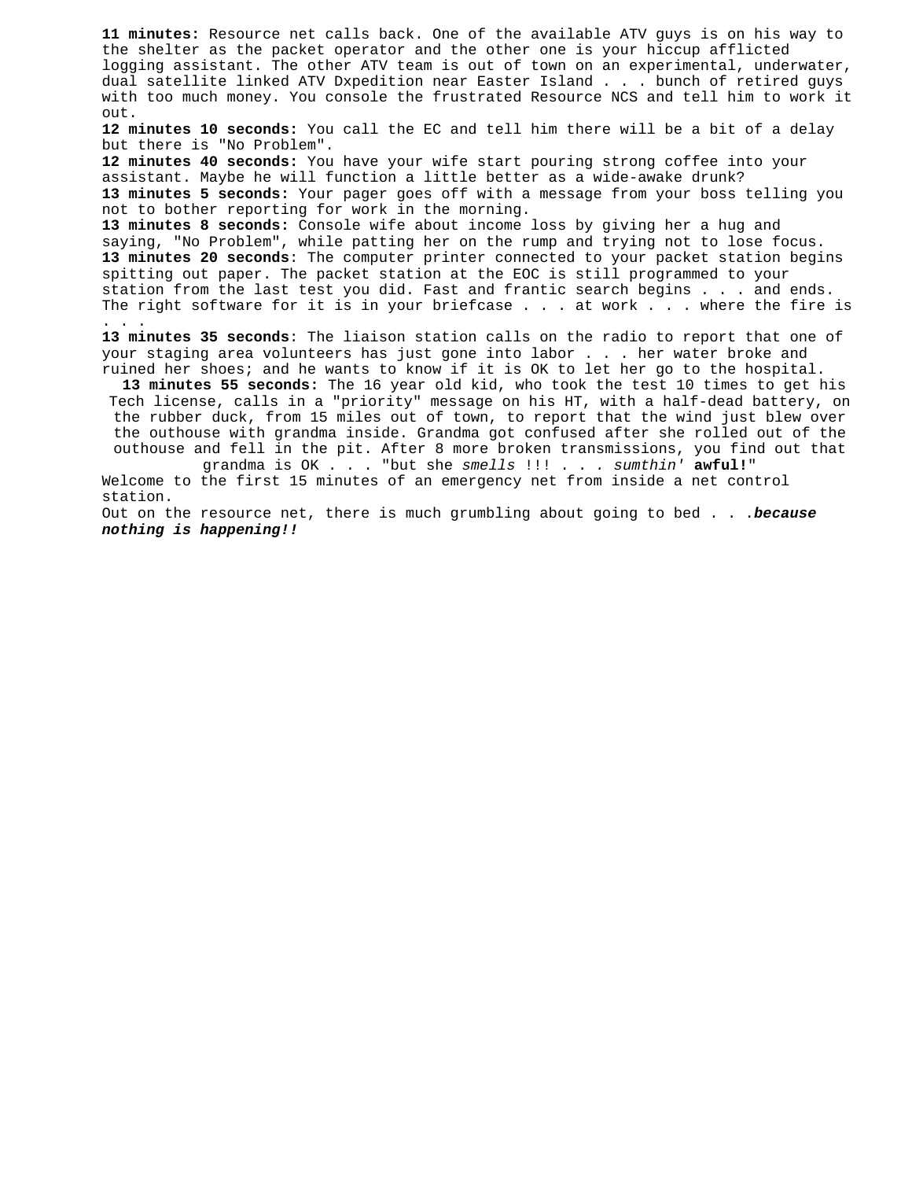**11 minutes:** Resource net calls back. One of the available ATV guys is on his way to the shelter as the packet operator and the other one is your hiccup afflicted logging assistant. The other ATV team is out of town on an experimental, underwater, dual satellite linked ATV Dxpedition near Easter Island . . . bunch of retired guys with too much money. You console the frustrated Resource NCS and tell him to work it out.

**12 minutes 10 seconds:** You call the EC and tell him there will be a bit of a delay but there is "No Problem".

**12 minutes 40 seconds:** You have your wife start pouring strong coffee into your assistant. Maybe he will function a little better as a wide-awake drunk?

**13 minutes 5 seconds:** Your pager goes off with a message from your boss telling you not to bother reporting for work in the morning.

**13 minutes 8 seconds:** Console wife about income loss by giving her a hug and saying, "No Problem", while patting her on the rump and trying not to lose focus.

**13 minutes 20 seconds**: The computer printer connected to your packet station begins spitting out paper. The packet station at the EOC is still programmed to your station from the last test you did. Fast and frantic search begins . . . and ends. The right software for it is in your briefcase . . . at work . . . where the fire is . . .

**13 minutes 35 seconds**: The liaison station calls on the radio to report that one of your staging area volunteers has just gone into labor . . . her water broke and ruined her shoes; and he wants to know if it is OK to let her go to the hospital.

**13 minutes 55 seconds:** The 16 year old kid, who took the test 10 times to get his Tech license, calls in a "priority" message on his HT, with a half-dead battery, on the rubber duck, from 15 miles out of town, to report that the wind just blew over the outhouse with grandma inside. Grandma got confused after she rolled out of the outhouse and fell in the pit. After 8 more broken transmissions, you find out that grandma is OK . . . "but she *smells* !!! . . . *sumthin'* **awful!**"

Welcome to the first 15 minutes of an emergency net from inside a net control station.

Out on the resource net, there is much grumbling about going to bed . . .***because nothing is happening!!***